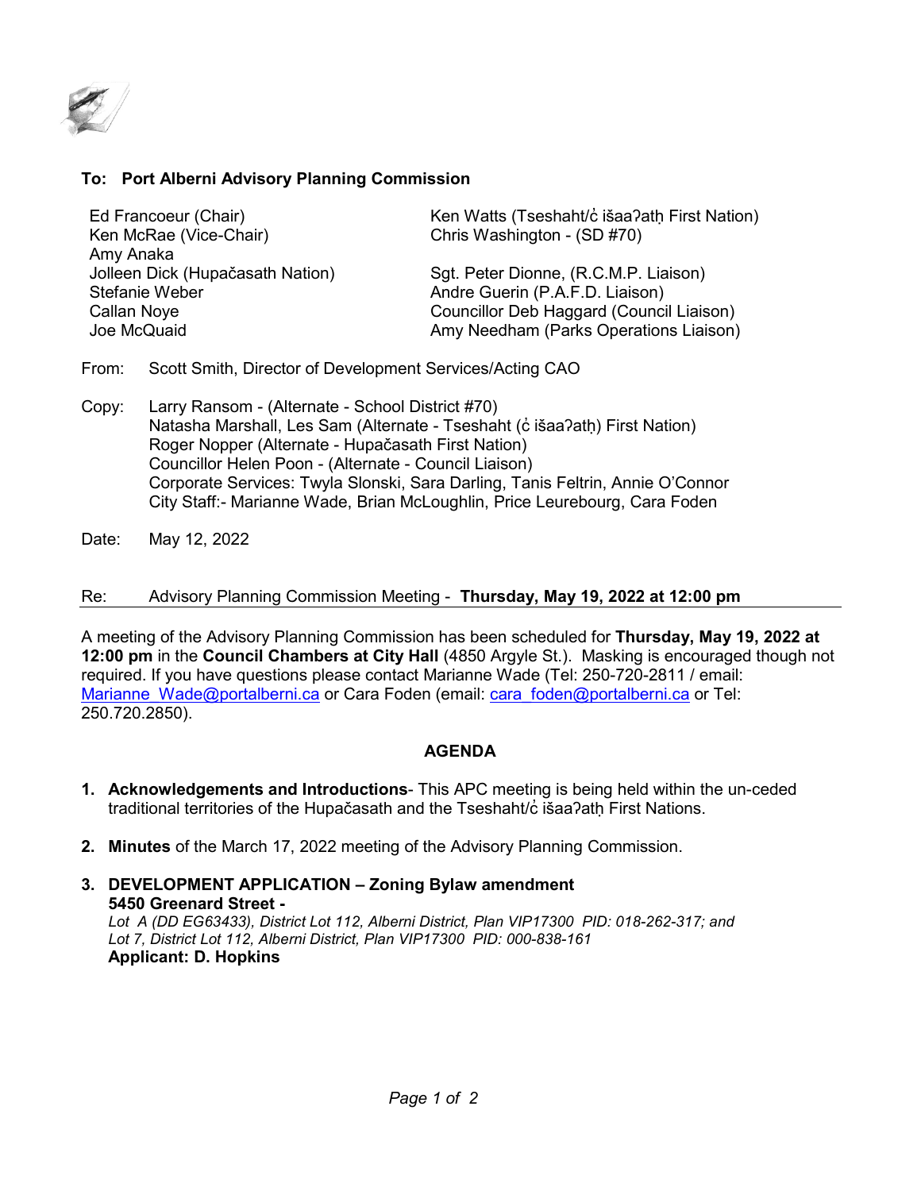**To: Port Alberni Advisory Planning Commission**

| | |
|---|---|
| Ed Francoeur (Chair) | Ken Watts (Tseshaht/c̓ išaaʔatḥ First Nation) |
| Ken McRae (Vice-Chair) | Chris Washington - (SD #70) |
| Amy Anaka | |
| Jolleen Dick (Hupačasath Nation) | Sgt. Peter Dionne, (R.C.M.P. Liaison) |
| Stefanie Weber | Andre Guerin (P.A.F.D. Liaison) |
| Callan Noye | Councillor Deb Haggard (Council Liaison) |
| Joe McQuaid | Amy Needham (Parks Operations Liaison) |

From: Scott Smith, Director of Development Services/Acting CAO

Copy: Larry Ransom - (Alternate - School District #70)
Natasha Marshall, Les Sam (Alternate - Tseshaht (c̓ išaaʔatḥ) First Nation)
Roger Nopper (Alternate - Hupačasath First Nation)
Councillor Helen Poon - (Alternate - Council Liaison)
Corporate Services: Twyla Slonski, Sara Darling, Tanis Feltrin, Annie O'Connor
City Staff:- Marianne Wade, Brian McLoughlin, Price Leurebourg, Cara Foden

Date: May 12, 2022

Re: Advisory Planning Commission Meeting - **Thursday, May 19, 2022 at 12:00 pm**

---

A meeting of the Advisory Planning Commission has been scheduled for **Thursday, May 19, 2022 at 12:00 pm** in the **Council Chambers at City Hall** (4850 Argyle St.). Masking is encouraged though not required. If you have questions please contact Marianne Wade (Tel: 250-720-2811 / email: Marianne_Wade@portalberni.ca or Cara Foden (email: cara_foden@portalberni.ca or Tel: 250.720.2850).

## AGENDA

1. **Acknowledgements and Introductions**- This APC meeting is being held within the un-ceded traditional territories of the Hupačasath and the Tseshaht/c̓ išaaʔatḥ First Nations.

2. **Minutes** of the March 17, 2022 meeting of the Advisory Planning Commission.

3. **DEVELOPMENT APPLICATION – Zoning Bylaw amendment**
   **5450 Greenard Street -**
   *Lot A (DD EG63433), District Lot 112, Alberni District, Plan VIP17300 PID: 018-262-317; and*
   *Lot 7, District Lot 112, Alberni District, Plan VIP17300 PID: 000-838-161*
   **Applicant: D. Hopkins**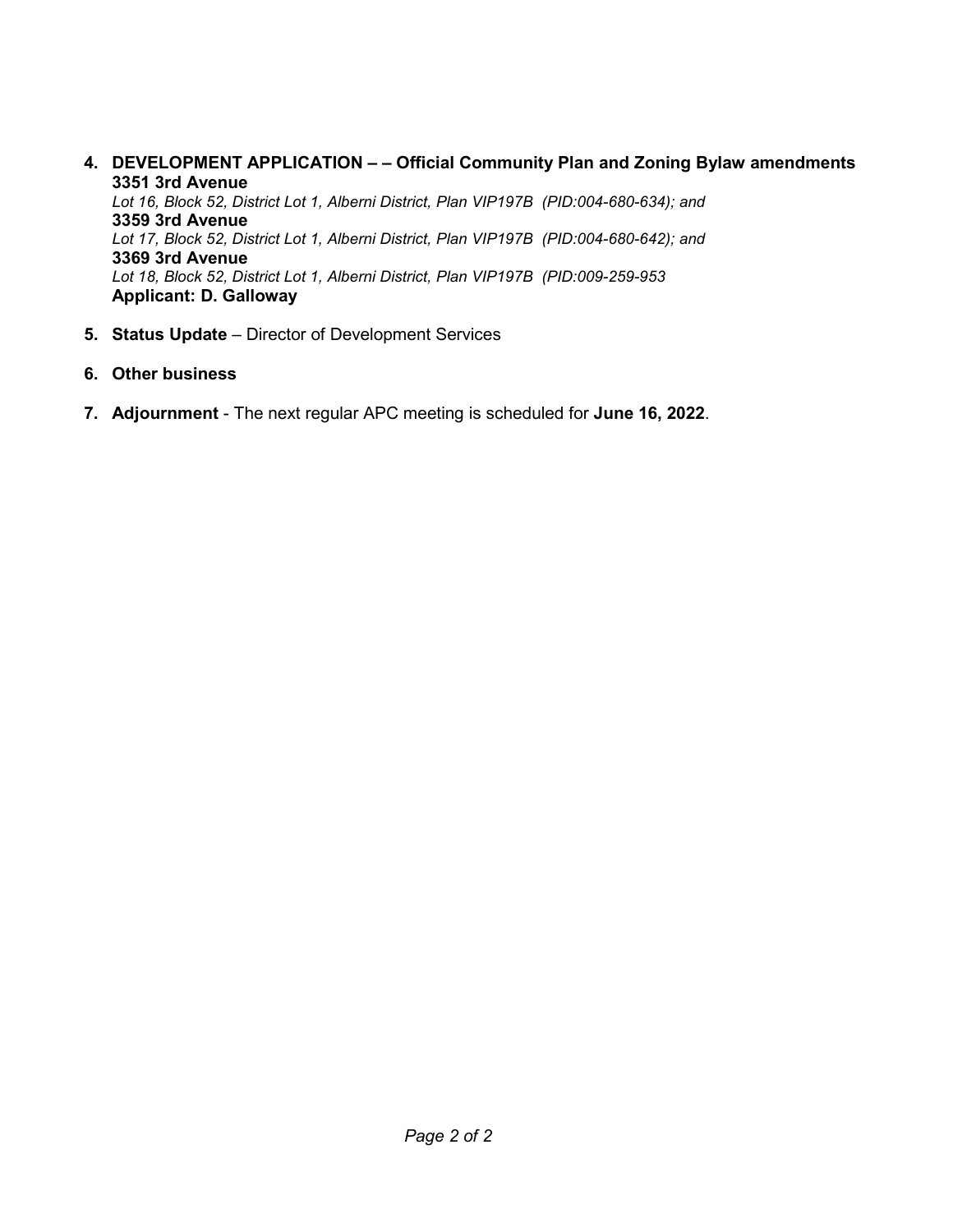4. **DEVELOPMENT APPLICATION – – Official Community Plan and Zoning Bylaw amendments**
   **3351 3rd Avenue**
   *Lot 16, Block 52, District Lot 1, Alberni District, Plan VIP197B (PID:004-680-634); and*
   **3359 3rd Avenue**
   *Lot 17, Block 52, District Lot 1, Alberni District, Plan VIP197B (PID:004-680-642); and*
   **3369 3rd Avenue**
   *Lot 18, Block 52, District Lot 1, Alberni District, Plan VIP197B (PID:009-259-953*
   **Applicant: D. Galloway**

5. **Status Update** – Director of Development Services

6. **Other business**

7. **Adjournment** - The next regular APC meeting is scheduled for **June 16, 2022**.